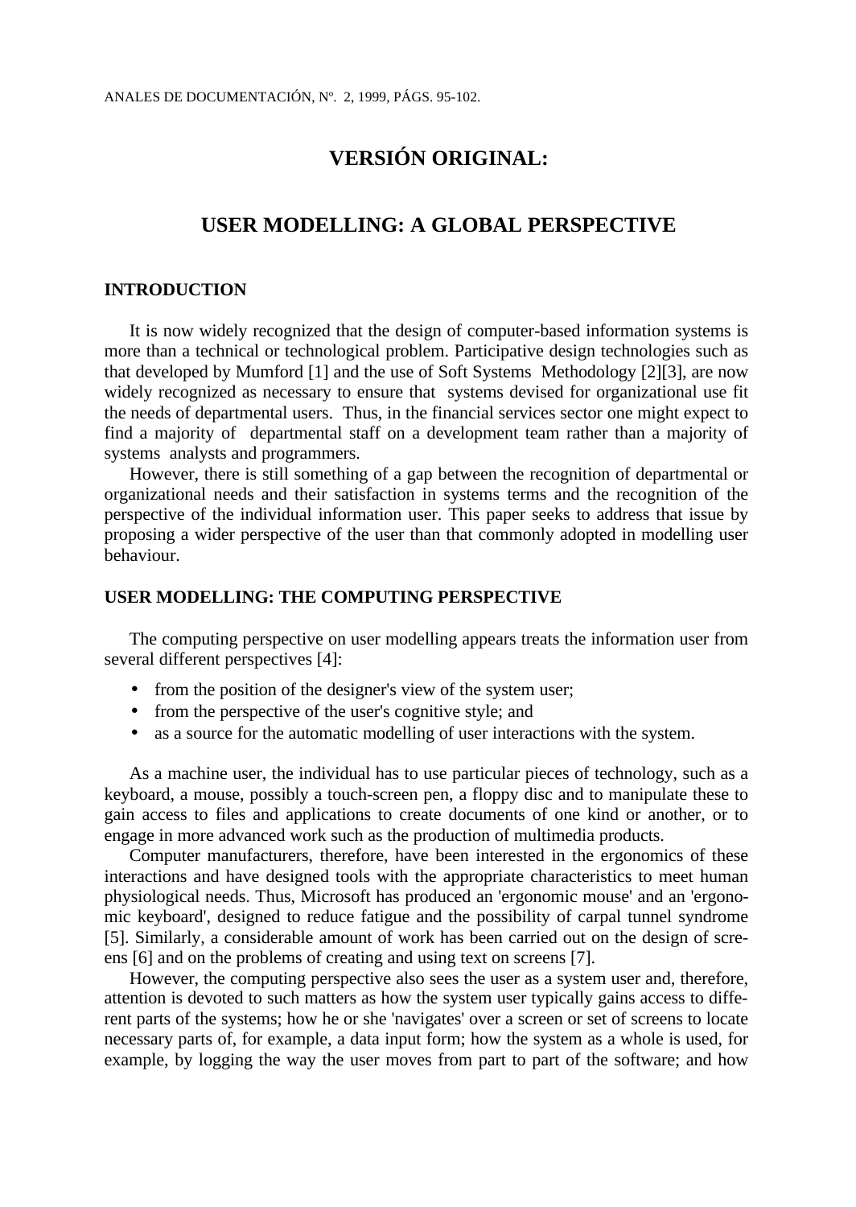# VERSIÓN ORIGINAL:

# USER MODELLING: A GLOBAL PERSPECTIVE

## INTRODUCTION

It is now widely recognized that the design of computer-based information systems is more than a technical or technological problem. Participative design technologies such as that developed by Mumford [1] and the use of Soft Systems Methodology [2][3], are now widely recognized as necessary to ensure that systems devised for organizational use fit the needs of departmental users. Thus, in the financial services sector one might expect to find a majority of departmental staff on a development team rather than a majority of systems analysts and programmers.

However, there is still something of a gap between the recognition of departmental or organizational needs and their satisfaction in systems terms and the recognition of the perspective of the individual information user. This paper seeks to address that issue by proposing a wider perspective of the user than that commonly adopted in modelling user behaviour.

## USER MODELLING: THE COMPUTING PERSPECTIVE

The computing perspective on user modelling appears treats the information user from several different perspectives [4]:

- from the position of the designer's view of the system user;
- from the perspective of the user's cognitive style; and
- as a source for the automatic modelling of user interactions with the system.

As a machine user, the individual has to use particular pieces of technology, such as a keyboard, a mouse, possibly a touch-screen pen, a floppy disc and to manipulate these to gain access to files and applications to create documents of one kind or another, or to engage in more advanced work such as the production of multimedia products.

Computer manufacturers, therefore, have been interested in the ergonomics of these interactions and have designed tools with the appropriate characteristics to meet human physiological needs. Thus, Microsoft has produced an 'ergonomic mouse' and an 'ergonomic keyboard', designed to reduce fatigue and the possibility of carpal tunnel syndrome [5]. Similarly, a considerable amount of work has been carried out on the design of screens [6] and on the problems of creating and using text on screens [7].

However, the computing perspective also sees the user as a system user and, therefore, attention is devoted to such matters as how the system user typically gains access to different parts of the systems; how he or she 'navigates' over a screen or set of screens to locate necessary parts of, for example, a data input form; how the system as a whole is used, for example, by logging the way the user moves from part to part of the software; and how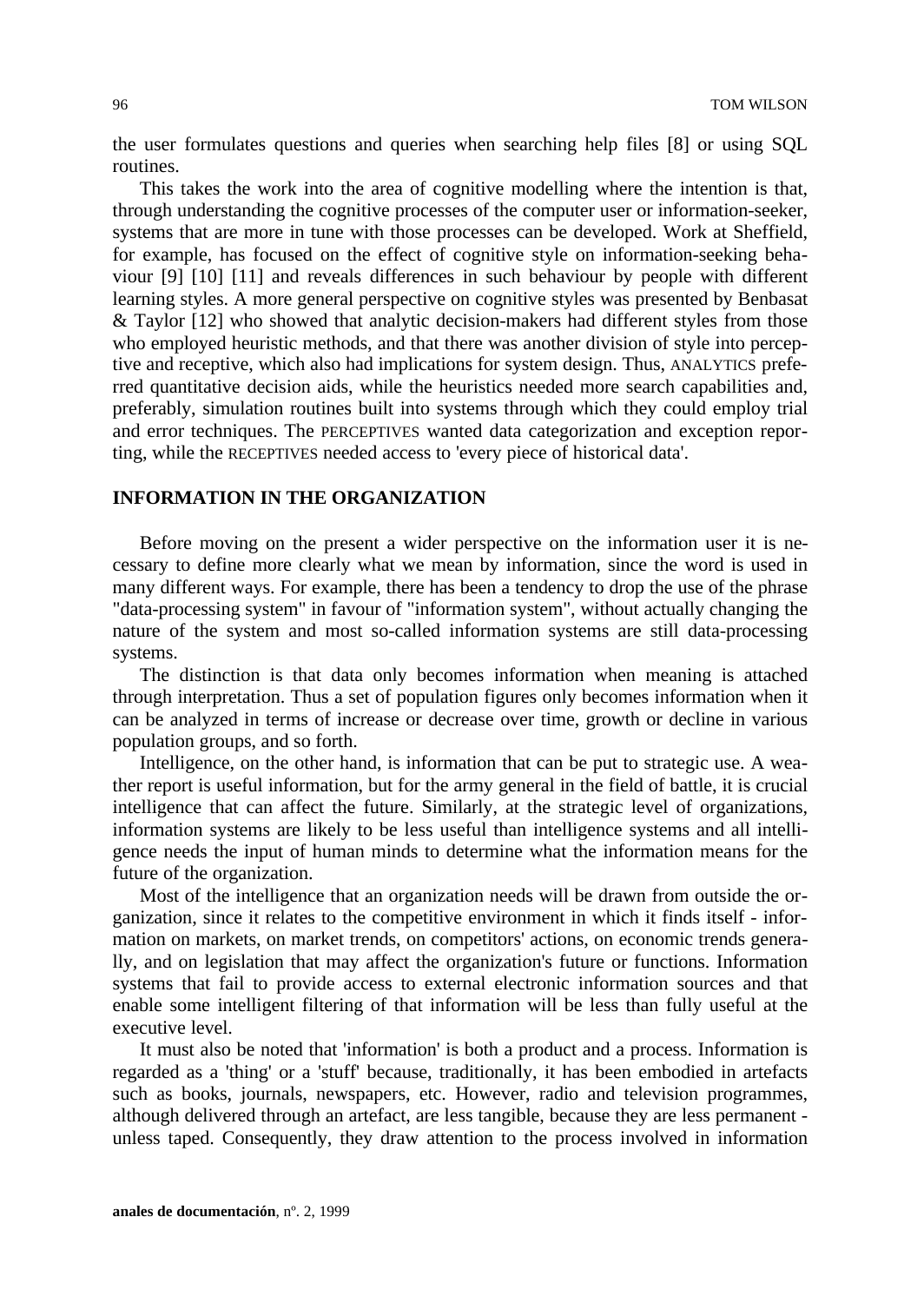the user formulates questions and queries when searching help files [8] or using SQL routines.

This takes the work into the area of cognitive modelling where the intention is that, through understanding the cognitive processes of the computer user or information-seeker, systems that are more in tune with those processes can be developed. Work at Sheffield, for example, has focused on the effect of cognitive style on information-seeking behaviour [9] [10] [11] and reveals differences in such behaviour by people with different learning styles. A more general perspective on cognitive styles was presented by Benbasat & Taylor [12] who showed that analytic decision-makers had different styles from those who employed heuristic methods, and that there was another division of style into perceptive and receptive, which also had implications for system design. Thus, ANALYTICS preferred quantitative decision aids, while the heuristics needed more search capabilities and, preferably, simulation routines built into systems through which they could employ trial and error techniques. The PERCEPTIVES wanted data categorization and exception reporting, while the RECEPTIVES needed access to 'every piece of historical data'.

## INFORMATION IN THE ORGANIZATION

Before moving on the present a wider perspective on the information user it is necessary to define more clearly what we mean by information, since the word is used in many different ways. For example, there has been a tendency to drop the use of the phrase "data-processing system" in favour of "information system", without actually changing the nature of the system and most so-called information systems are still data-processing systems.

The distinction is that data only becomes information when meaning is attached through interpretation. Thus a set of population figures only becomes information when it can be analyzed in terms of increase or decrease over time, growth or decline in various population groups, and so forth.

Intelligence, on the other hand, is information that can be put to strategic use. A weather report is useful information, but for the army general in the field of battle, it is crucial intelligence that can affect the future. Similarly, at the strategic level of organizations, information systems are likely to be less useful than intelligence systems and all intelligence needs the input of human minds to determine what the information means for the future of the organization.

Most of the intelligence that an organization needs will be drawn from outside the organization, since it relates to the competitive environment in which it finds itself - information on markets, on market trends, on competitors' actions, on economic trends generally, and on legislation that may affect the organization's future or functions. Information systems that fail to provide access to external electronic information sources and that enable some intelligent filtering of that information will be less than fully useful at the executive level.

It must also be noted that 'information' is both a product and a process. Information is regarded as a 'thing' or a 'stuff' because, traditionally, it has been embodied in artefacts such as books, journals, newspapers, etc. However, radio and television programmes, although delivered through an artefact, are less tangible, because they are less permanent - unless taped. Consequently, they draw attention to the process involved in information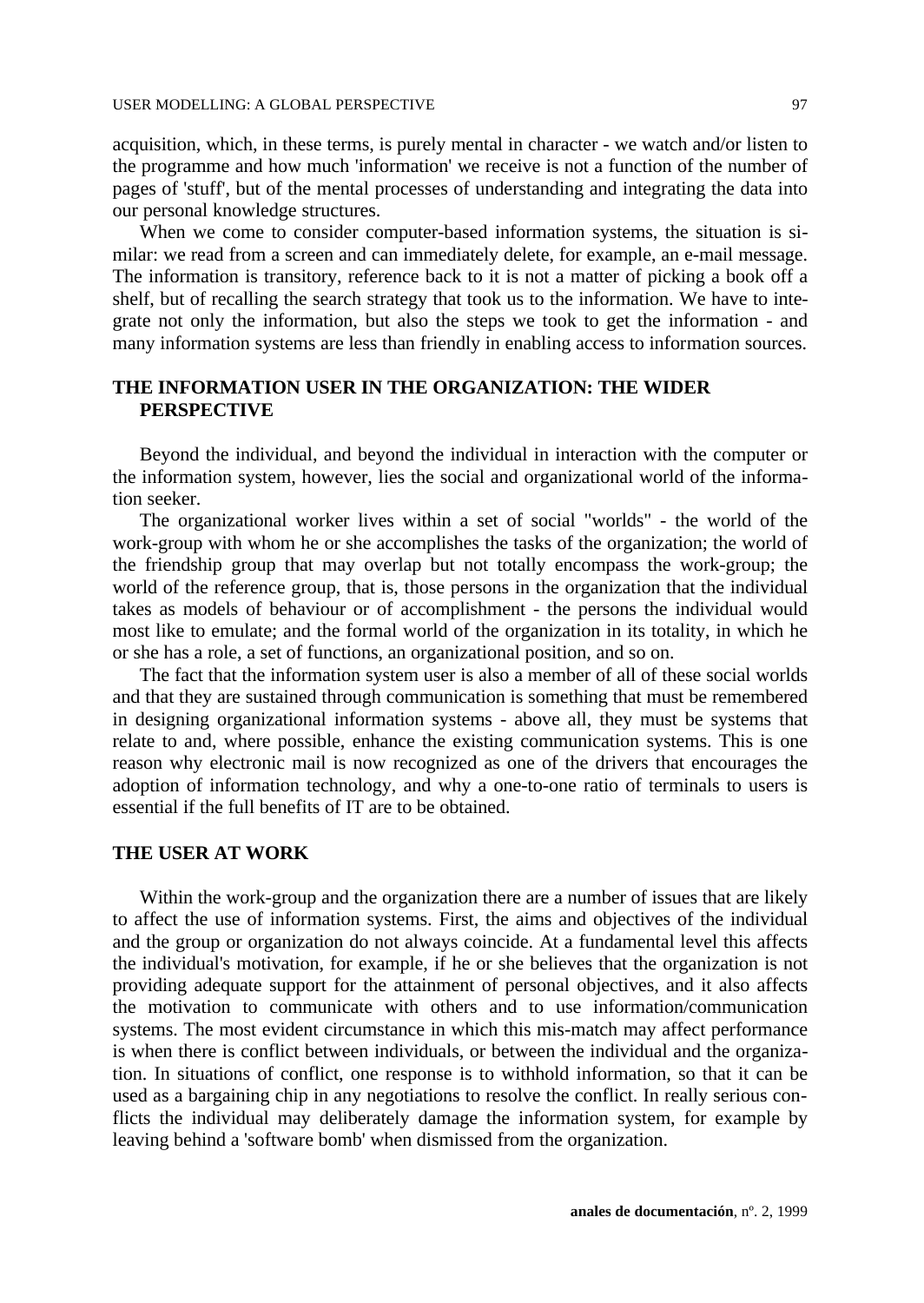acquisition, which, in these terms, is purely mental in character - we watch and/or listen to the programme and how much 'information' we receive is not a function of the number of pages of 'stuff', but of the mental processes of understanding and integrating the data into our personal knowledge structures.

When we come to consider computer-based information systems, the situation is similar: we read from a screen and can immediately delete, for example, an e-mail message. The information is transitory, reference back to it is not a matter of picking a book off a shelf, but of recalling the search strategy that took us to the information. We have to integrate not only the information, but also the steps we took to get the information - and many information systems are less than friendly in enabling access to information sources.

## THE INFORMATION USER IN THE ORGANIZATION: THE WIDER PERSPECTIVE

Beyond the individual, and beyond the individual in interaction with the computer or the information system, however, lies the social and organizational world of the information seeker.

The organizational worker lives within a set of social "worlds" - the world of the work-group with whom he or she accomplishes the tasks of the organization; the world of the friendship group that may overlap but not totally encompass the work-group; the world of the reference group, that is, those persons in the organization that the individual takes as models of behaviour or of accomplishment - the persons the individual would most like to emulate; and the formal world of the organization in its totality, in which he or she has a role, a set of functions, an organizational position, and so on.

The fact that the information system user is also a member of all of these social worlds and that they are sustained through communication is something that must be remembered in designing organizational information systems - above all, they must be systems that relate to and, where possible, enhance the existing communication systems. This is one reason why electronic mail is now recognized as one of the drivers that encourages the adoption of information technology, and why a one-to-one ratio of terminals to users is essential if the full benefits of IT are to be obtained.

## THE USER AT WORK

Within the work-group and the organization there are a number of issues that are likely to affect the use of information systems. First, the aims and objectives of the individual and the group or organization do not always coincide. At a fundamental level this affects the individual's motivation, for example, if he or she believes that the organization is not providing adequate support for the attainment of personal objectives, and it also affects the motivation to communicate with others and to use information/communication systems. The most evident circumstance in which this mis-match may affect performance is when there is conflict between individuals, or between the individual and the organization. In situations of conflict, one response is to withhold information, so that it can be used as a bargaining chip in any negotiations to resolve the conflict. In really serious conflicts the individual may deliberately damage the information system, for example by leaving behind a 'software bomb' when dismissed from the organization.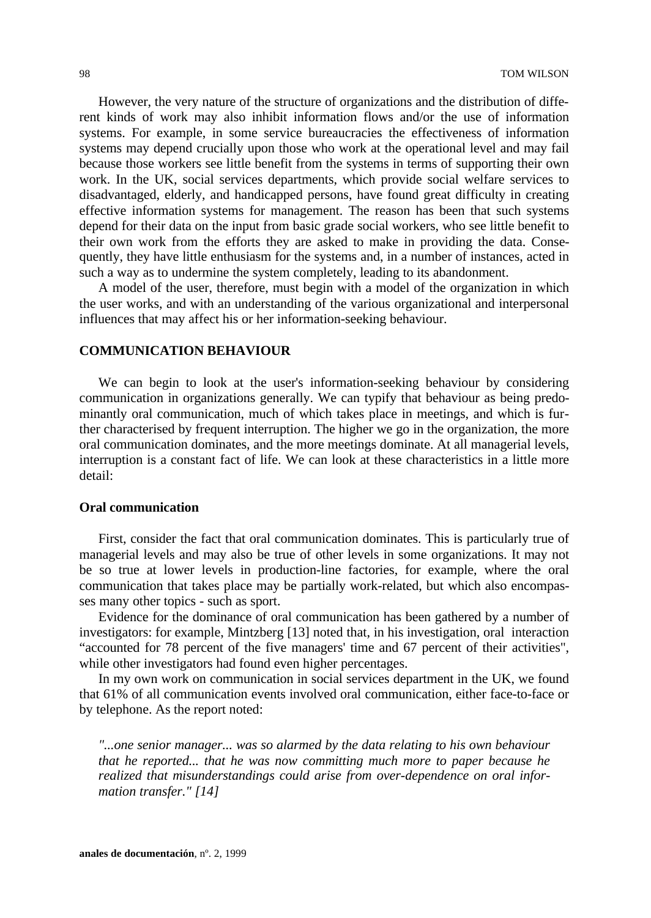However, the very nature of the structure of organizations and the distribution of different kinds of work may also inhibit information flows and/or the use of information systems. For example, in some service bureaucracies the effectiveness of information systems may depend crucially upon those who work at the operational level and may fail because those workers see little benefit from the systems in terms of supporting their own work. In the UK, social services departments, which provide social welfare services to disadvantaged, elderly, and handicapped persons, have found great difficulty in creating effective information systems for management. The reason has been that such systems depend for their data on the input from basic grade social workers, who see little benefit to their own work from the efforts they are asked to make in providing the data. Consequently, they have little enthusiasm for the systems and, in a number of instances, acted in such a way as to undermine the system completely, leading to its abandonment.

A model of the user, therefore, must begin with a model of the organization in which the user works, and with an understanding of the various organizational and interpersonal influences that may affect his or her information-seeking behaviour.

## COMMUNICATION BEHAVIOUR

We can begin to look at the user's information-seeking behaviour by considering communication in organizations generally. We can typify that behaviour as being predominantly oral communication, much of which takes place in meetings, and which is further characterised by frequent interruption. The higher we go in the organization, the more oral communication dominates, and the more meetings dominate. At all managerial levels, interruption is a constant fact of life. We can look at these characteristics in a little more detail:

### Oral communication

First, consider the fact that oral communication dominates. This is particularly true of managerial levels and may also be true of other levels in some organizations. It may not be so true at lower levels in production-line factories, for example, where the oral communication that takes place may be partially work-related, but which also encompasses many other topics - such as sport.

Evidence for the dominance of oral communication has been gathered by a number of investigators: for example, Mintzberg [13] noted that, in his investigation, oral interaction "accounted for 78 percent of the five managers' time and 67 percent of their activities", while other investigators had found even higher percentages.

In my own work on communication in social services department in the UK, we found that 61% of all communication events involved oral communication, either face-to-face or by telephone. As the report noted:

> *"...one senior manager... was so alarmed by the data relating to his own behaviour that he reported... that he was now committing much more to paper because he realized that misunderstandings could arise from over-dependence on oral information transfer." [14]*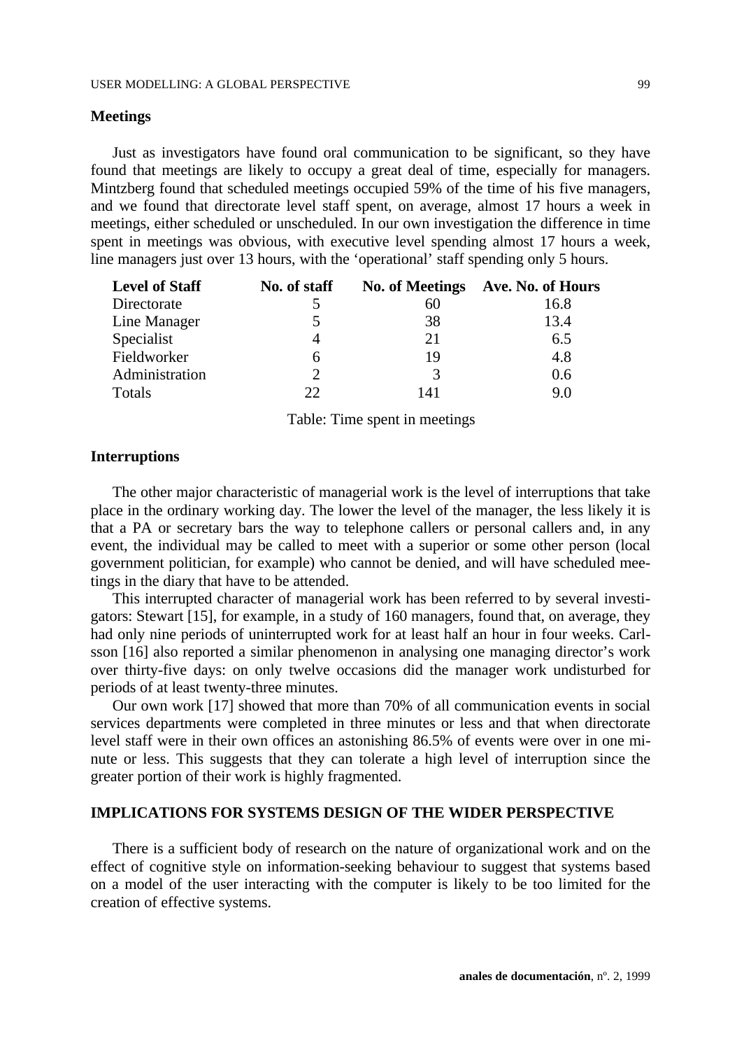### Meetings

Just as investigators have found oral communication to be significant, so they have found that meetings are likely to occupy a great deal of time, especially for managers. Mintzberg found that scheduled meetings occupied 59% of the time of his five managers, and we found that directorate level staff spent, on average, almost 17 hours a week in meetings, either scheduled or unscheduled. In our own investigation the difference in time spent in meetings was obvious, with executive level spending almost 17 hours a week, line managers just over 13 hours, with the 'operational' staff spending only 5 hours.

| Level of Staff | No. of staff | No. of Meetings | Ave. No. of Hours |
|---|---|---|---|
| Directorate | 5 | 60 | 16.8 |
| Line Manager | 5 | 38 | 13.4 |
| Specialist | 4 | 21 | 6.5 |
| Fieldworker | 6 | 19 | 4.8 |
| Administration | 2 | 3 | 0.6 |
| Totals | 22 | 141 | 9.0 |

Table: Time spent in meetings

### Interruptions

The other major characteristic of managerial work is the level of interruptions that take place in the ordinary working day. The lower the level of the manager, the less likely it is that a PA or secretary bars the way to telephone callers or personal callers and, in any event, the individual may be called to meet with a superior or some other person (local government politician, for example) who cannot be denied, and will have scheduled meetings in the diary that have to be attended.

This interrupted character of managerial work has been referred to by several investigators: Stewart [15], for example, in a study of 160 managers, found that, on average, they had only nine periods of uninterrupted work for at least half an hour in four weeks. Carlsson [16] also reported a similar phenomenon in analysing one managing director's work over thirty-five days: on only twelve occasions did the manager work undisturbed for periods of at least twenty-three minutes.

Our own work [17] showed that more than 70% of all communication events in social services departments were completed in three minutes or less and that when directorate level staff were in their own offices an astonishing 86.5% of events were over in one minute or less. This suggests that they can tolerate a high level of interruption since the greater portion of their work is highly fragmented.

## IMPLICATIONS FOR SYSTEMS DESIGN OF THE WIDER PERSPECTIVE

There is a sufficient body of research on the nature of organizational work and on the effect of cognitive style on information-seeking behaviour to suggest that systems based on a model of the user interacting with the computer is likely to be too limited for the creation of effective systems.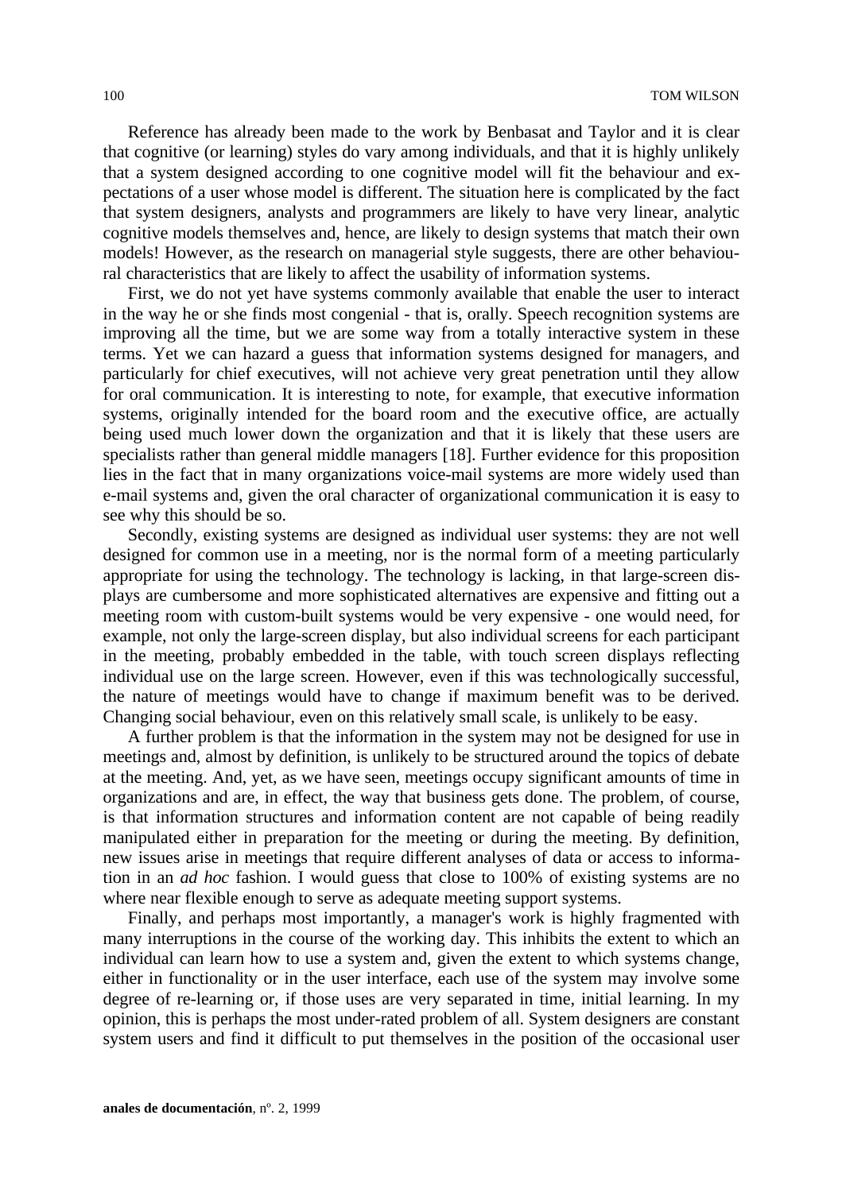Reference has already been made to the work by Benbasat and Taylor and it is clear that cognitive (or learning) styles do vary among individuals, and that it is highly unlikely that a system designed according to one cognitive model will fit the behaviour and expectations of a user whose model is different. The situation here is complicated by the fact that system designers, analysts and programmers are likely to have very linear, analytic cognitive models themselves and, hence, are likely to design systems that match their own models! However, as the research on managerial style suggests, there are other behavioural characteristics that are likely to affect the usability of information systems.

First, we do not yet have systems commonly available that enable the user to interact in the way he or she finds most congenial - that is, orally. Speech recognition systems are improving all the time, but we are some way from a totally interactive system in these terms. Yet we can hazard a guess that information systems designed for managers, and particularly for chief executives, will not achieve very great penetration until they allow for oral communication. It is interesting to note, for example, that executive information systems, originally intended for the board room and the executive office, are actually being used much lower down the organization and that it is likely that these users are specialists rather than general middle managers [18]. Further evidence for this proposition lies in the fact that in many organizations voice-mail systems are more widely used than e-mail systems and, given the oral character of organizational communication it is easy to see why this should be so.

Secondly, existing systems are designed as individual user systems: they are not well designed for common use in a meeting, nor is the normal form of a meeting particularly appropriate for using the technology. The technology is lacking, in that large-screen displays are cumbersome and more sophisticated alternatives are expensive and fitting out a meeting room with custom-built systems would be very expensive - one would need, for example, not only the large-screen display, but also individual screens for each participant in the meeting, probably embedded in the table, with touch screen displays reflecting individual use on the large screen. However, even if this was technologically successful, the nature of meetings would have to change if maximum benefit was to be derived. Changing social behaviour, even on this relatively small scale, is unlikely to be easy.

A further problem is that the information in the system may not be designed for use in meetings and, almost by definition, is unlikely to be structured around the topics of debate at the meeting. And, yet, as we have seen, meetings occupy significant amounts of time in organizations and are, in effect, the way that business gets done. The problem, of course, is that information structures and information content are not capable of being readily manipulated either in preparation for the meeting or during the meeting. By definition, new issues arise in meetings that require different analyses of data or access to information in an *ad hoc* fashion. I would guess that close to 100% of existing systems are no where near flexible enough to serve as adequate meeting support systems.

Finally, and perhaps most importantly, a manager's work is highly fragmented with many interruptions in the course of the working day. This inhibits the extent to which an individual can learn how to use a system and, given the extent to which systems change, either in functionality or in the user interface, each use of the system may involve some degree of re-learning or, if those uses are very separated in time, initial learning. In my opinion, this is perhaps the most under-rated problem of all. System designers are constant system users and find it difficult to put themselves in the position of the occasional user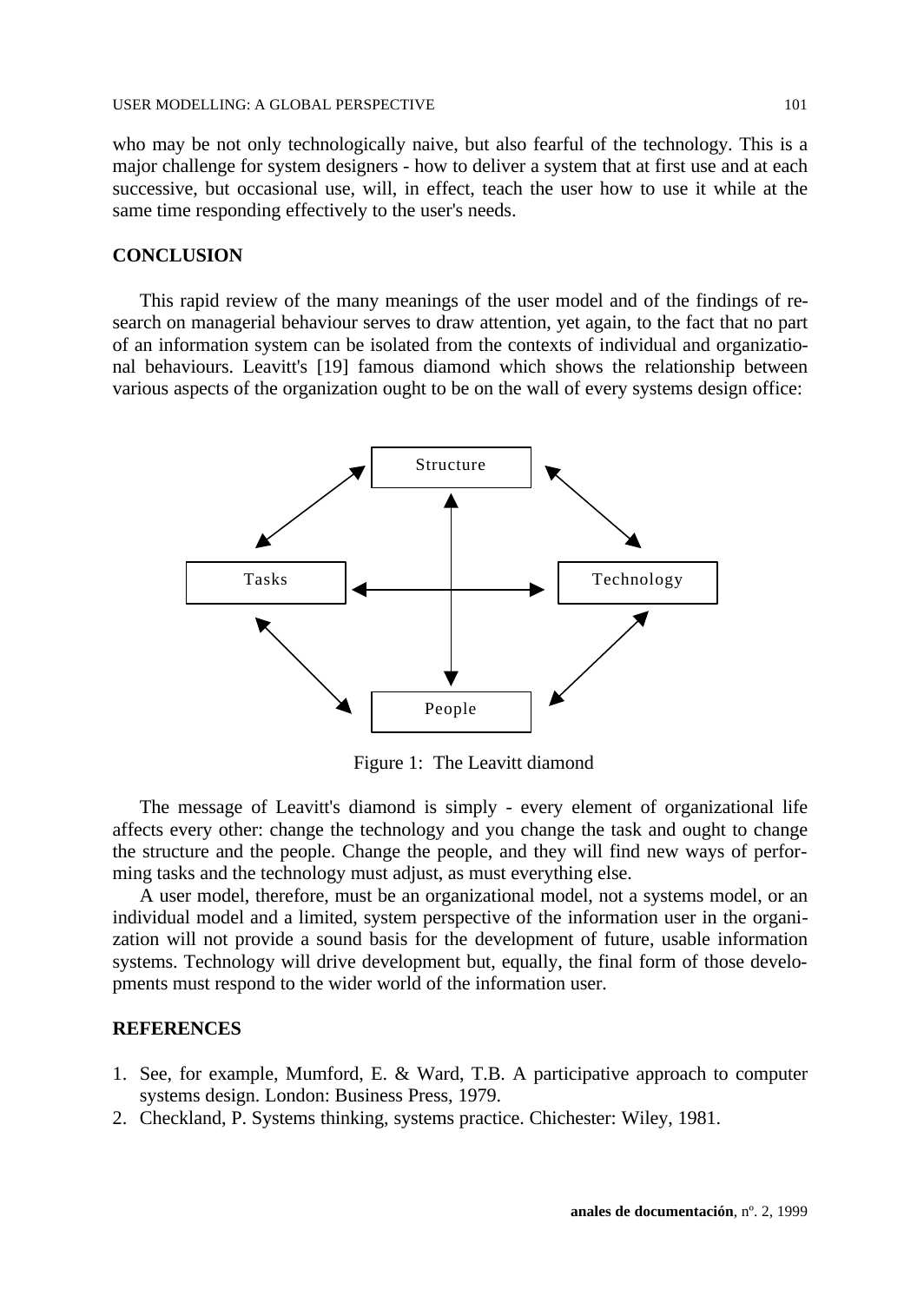who may be not only technologically naive, but also fearful of the technology. This is a major challenge for system designers - how to deliver a system that at first use and at each successive, but occasional use, will, in effect, teach the user how to use it while at the same time responding effectively to the user's needs.

## CONCLUSION

This rapid review of the many meanings of the user model and of the findings of research on managerial behaviour serves to draw attention, yet again, to the fact that no part of an information system can be isolated from the contexts of individual and organizational behaviours. Leavitt's [19] famous diamond which shows the relationship between various aspects of the organization ought to be on the wall of every systems design office:

Structure

Tasks

Technology

People

Figure 1: The Leavitt diamond

The message of Leavitt's diamond is simply - every element of organizational life affects every other: change the technology and you change the task and ought to change the structure and the people. Change the people, and they will find new ways of performing tasks and the technology must adjust, as must everything else.

A user model, therefore, must be an organizational model, not a systems model, or an individual model and a limited, system perspective of the information user in the organization will not provide a sound basis for the development of future, usable information systems. Technology will drive development but, equally, the final form of those developments must respond to the wider world of the information user.

## REFERENCES

1. See, for example, Mumford, E. & Ward, T.B. A participative approach to computer systems design. London: Business Press, 1979.
2. Checkland, P. Systems thinking, systems practice. Chichester: Wiley, 1981.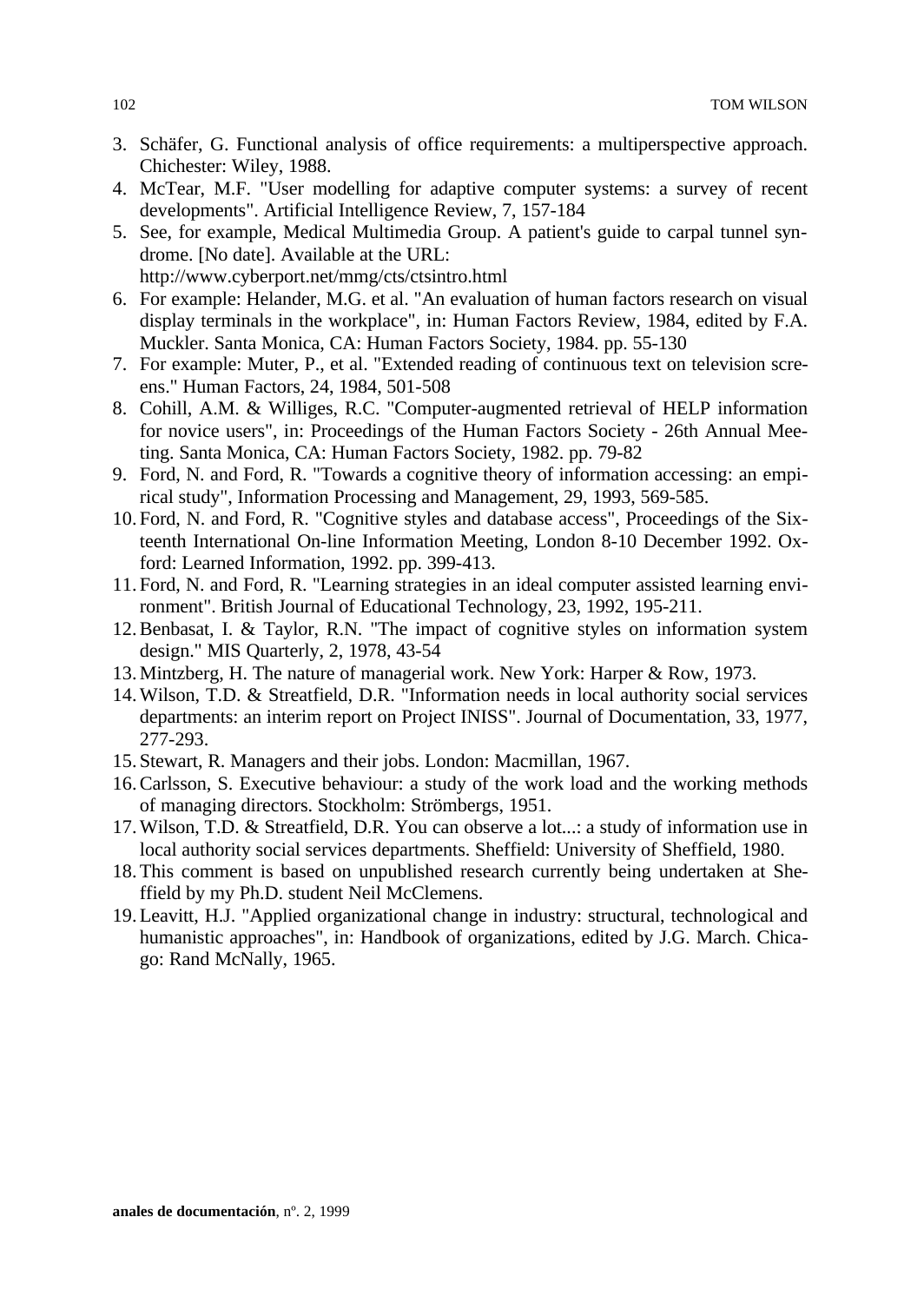3. Schäfer, G. Functional analysis of office requirements: a multiperspective approach. Chichester: Wiley, 1988.
4. McTear, M.F. "User modelling for adaptive computer systems: a survey of recent developments". Artificial Intelligence Review, 7, 157-184
5. See, for example, Medical Multimedia Group. A patient's guide to carpal tunnel syndrome. [No date]. Available at the URL: http://www.cyberport.net/mmg/cts/ctsintro.html
6. For example: Helander, M.G. et al. "An evaluation of human factors research on visual display terminals in the workplace", in: Human Factors Review, 1984, edited by F.A. Muckler. Santa Monica, CA: Human Factors Society, 1984. pp. 55-130
7. For example: Muter, P., et al. "Extended reading of continuous text on television screens." Human Factors, 24, 1984, 501-508
8. Cohill, A.M. & Williges, R.C. "Computer-augmented retrieval of HELP information for novice users", in: Proceedings of the Human Factors Society - 26th Annual Meeting. Santa Monica, CA: Human Factors Society, 1982. pp. 79-82
9. Ford, N. and Ford, R. "Towards a cognitive theory of information accessing: an empirical study", Information Processing and Management, 29, 1993, 569-585.
10. Ford, N. and Ford, R. "Cognitive styles and database access", Proceedings of the Sixteenth International On-line Information Meeting, London 8-10 December 1992. Oxford: Learned Information, 1992. pp. 399-413.
11. Ford, N. and Ford, R. "Learning strategies in an ideal computer assisted learning environment". British Journal of Educational Technology, 23, 1992, 195-211.
12. Benbasat, I. & Taylor, R.N. "The impact of cognitive styles on information system design." MIS Quarterly, 2, 1978, 43-54
13. Mintzberg, H. The nature of managerial work. New York: Harper & Row, 1973.
14. Wilson, T.D. & Streatfield, D.R. "Information needs in local authority social services departments: an interim report on Project INISS". Journal of Documentation, 33, 1977, 277-293.
15. Stewart, R. Managers and their jobs. London: Macmillan, 1967.
16. Carlsson, S. Executive behaviour: a study of the work load and the working methods of managing directors. Stockholm: Strömbergs, 1951.
17. Wilson, T.D. & Streatfield, D.R. You can observe a lot...: a study of information use in local authority social services departments. Sheffield: University of Sheffield, 1980.
18. This comment is based on unpublished research currently being undertaken at Sheffield by my Ph.D. student Neil McClemens.
19. Leavitt, H.J. "Applied organizational change in industry: structural, technological and humanistic approaches", in: Handbook of organizations, edited by J.G. March. Chicago: Rand McNally, 1965.